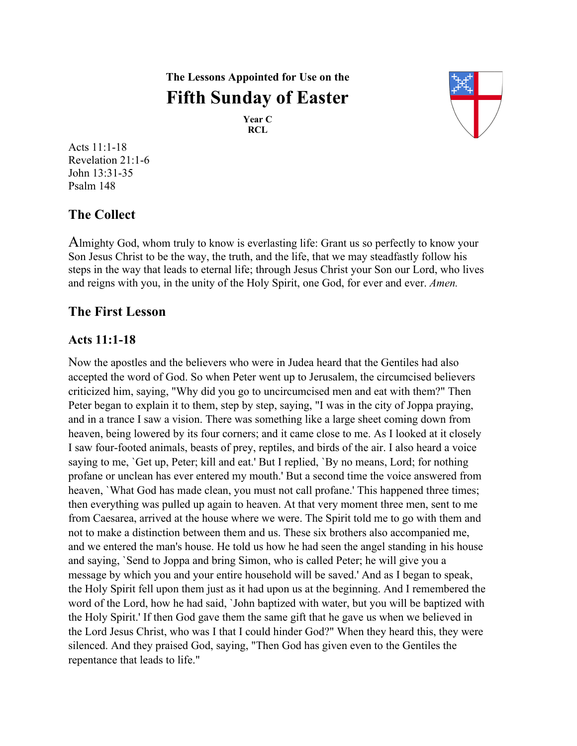**The Lessons Appointed for Use on the**

# Fifth Sunday of Easter

**Year C**
**RCL**

Acts 11:1-18
Revelation 21:1-6
John 13:31-35
Psalm 148

## The Collect

Almighty God, whom truly to know is everlasting life: Grant us so perfectly to know your Son Jesus Christ to be the way, the truth, and the life, that we may steadfastly follow his steps in the way that leads to eternal life; through Jesus Christ your Son our Lord, who lives and reigns with you, in the unity of the Holy Spirit, one God, for ever and ever. *Amen.*

## The First Lesson

### Acts 11:1-18

Now the apostles and the believers who were in Judea heard that the Gentiles had also accepted the word of God. So when Peter went up to Jerusalem, the circumcised believers criticized him, saying, "Why did you go to uncircumcised men and eat with them?" Then Peter began to explain it to them, step by step, saying, "I was in the city of Joppa praying, and in a trance I saw a vision. There was something like a large sheet coming down from heaven, being lowered by its four corners; and it came close to me. As I looked at it closely I saw four-footed animals, beasts of prey, reptiles, and birds of the air. I also heard a voice saying to me, `Get up, Peter; kill and eat.' But I replied, `By no means, Lord; for nothing profane or unclean has ever entered my mouth.' But a second time the voice answered from heaven, `What God has made clean, you must not call profane.' This happened three times; then everything was pulled up again to heaven. At that very moment three men, sent to me from Caesarea, arrived at the house where we were. The Spirit told me to go with them and not to make a distinction between them and us. These six brothers also accompanied me, and we entered the man's house. He told us how he had seen the angel standing in his house and saying, `Send to Joppa and bring Simon, who is called Peter; he will give you a message by which you and your entire household will be saved.' And as I began to speak, the Holy Spirit fell upon them just as it had upon us at the beginning. And I remembered the word of the Lord, how he had said, `John baptized with water, but you will be baptized with the Holy Spirit.' If then God gave them the same gift that he gave us when we believed in the Lord Jesus Christ, who was I that I could hinder God?" When they heard this, they were silenced. And they praised God, saying, "Then God has given even to the Gentiles the repentance that leads to life."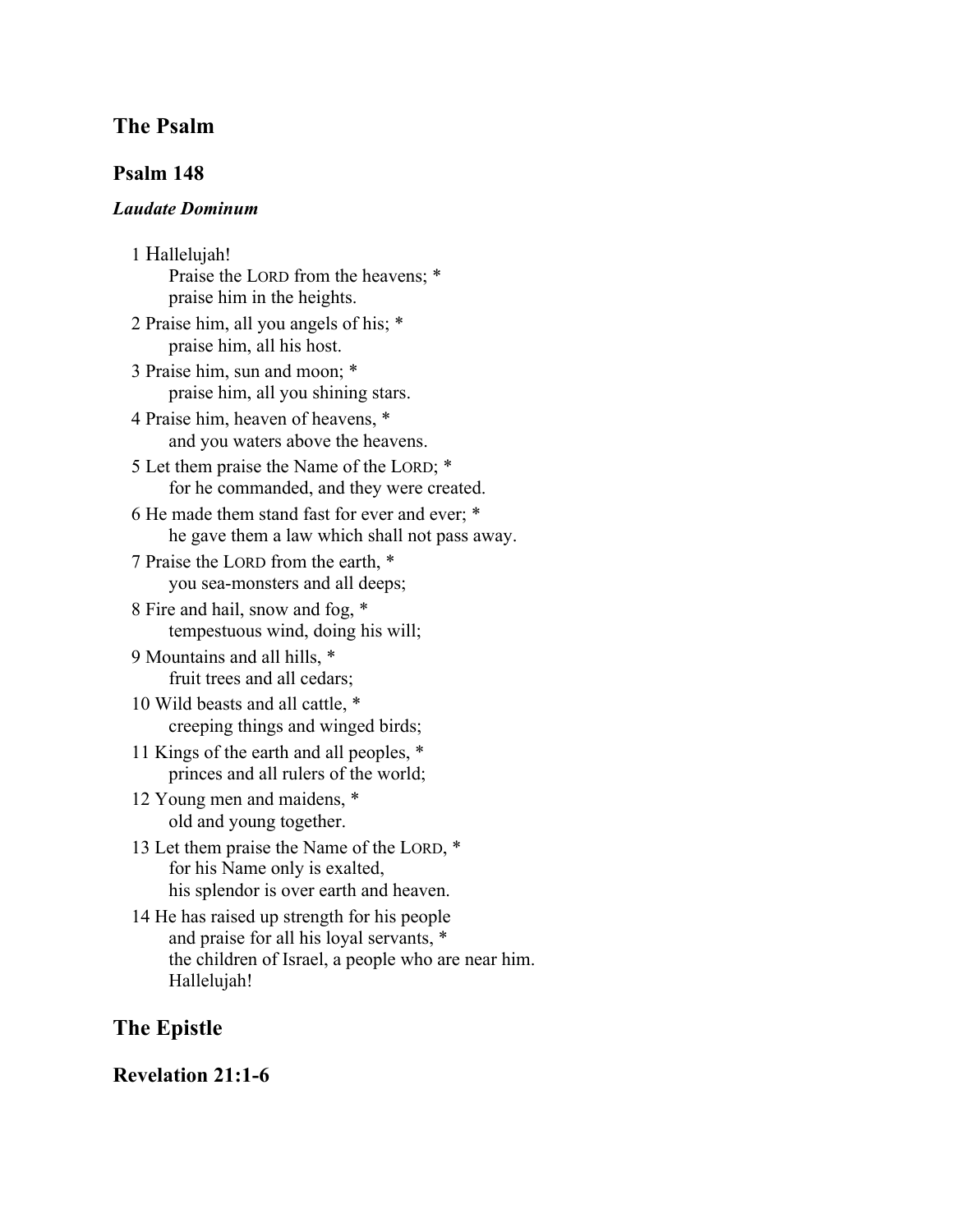## The Psalm

### Psalm 148

***Laudate Dominum***

1 Hallelujah!
Praise the LORD from the heavens; *
praise him in the heights.

2 Praise him, all you angels of his; *
praise him, all his host.

3 Praise him, sun and moon; *
praise him, all you shining stars.

4 Praise him, heaven of heavens, *
and you waters above the heavens.

5 Let them praise the Name of the LORD; *
for he commanded, and they were created.

6 He made them stand fast for ever and ever; *
he gave them a law which shall not pass away.

7 Praise the LORD from the earth, *
you sea-monsters and all deeps;

8 Fire and hail, snow and fog, *
tempestuous wind, doing his will;

9 Mountains and all hills, *
fruit trees and all cedars;

10 Wild beasts and all cattle, *
creeping things and winged birds;

11 Kings of the earth and all peoples, *
princes and all rulers of the world;

12 Young men and maidens, *
old and young together.

13 Let them praise the Name of the LORD, *
for his Name only is exalted,
his splendor is over earth and heaven.

14 He has raised up strength for his people
and praise for all his loyal servants, *
the children of Israel, a people who are near him.
Hallelujah!

## The Epistle

### Revelation 21:1-6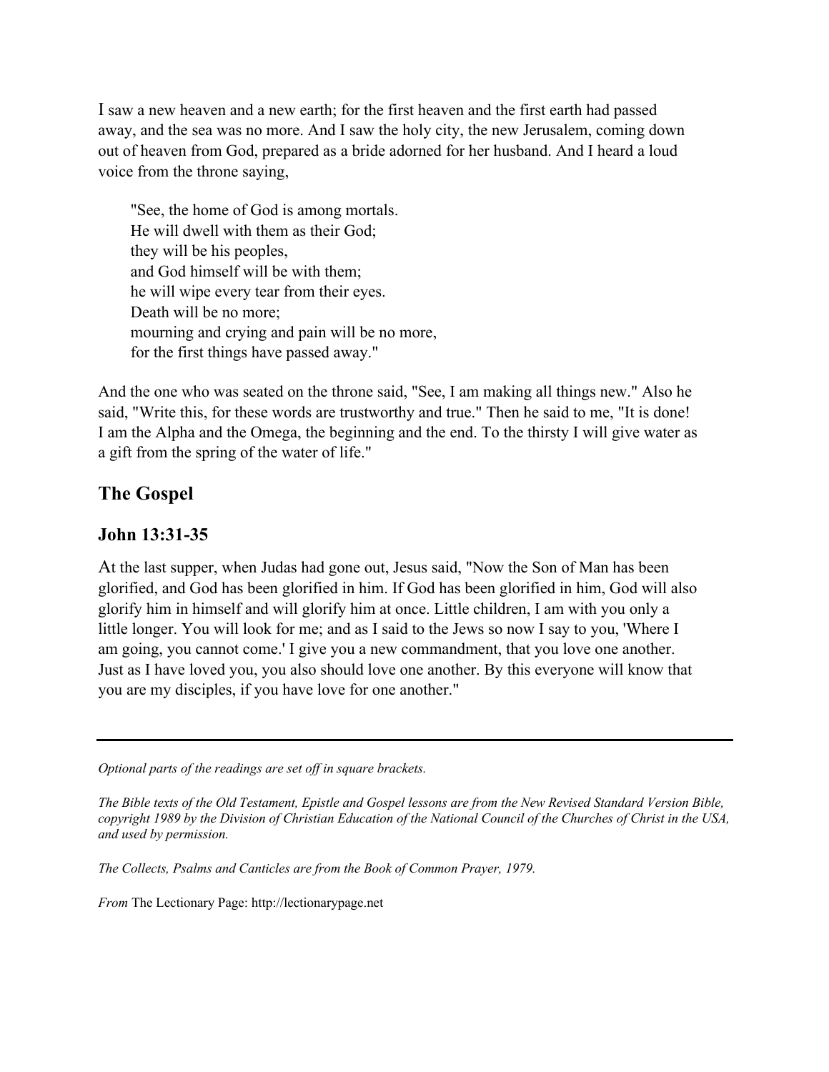I saw a new heaven and a new earth; for the first heaven and the first earth had passed away, and the sea was no more. And I saw the holy city, the new Jerusalem, coming down out of heaven from God, prepared as a bride adorned for her husband. And I heard a loud voice from the throne saying,

> "See, the home of God is among mortals.
> He will dwell with them as their God;
> they will be his peoples,
> and God himself will be with them;
> he will wipe every tear from their eyes.
> Death will be no more;
> mourning and crying and pain will be no more,
> for the first things have passed away."

And the one who was seated on the throne said, "See, I am making all things new." Also he said, "Write this, for these words are trustworthy and true." Then he said to me, "It is done! I am the Alpha and the Omega, the beginning and the end. To the thirsty I will give water as a gift from the spring of the water of life."

## The Gospel

### John 13:31-35

At the last supper, when Judas had gone out, Jesus said, "Now the Son of Man has been glorified, and God has been glorified in him. If God has been glorified in him, God will also glorify him in himself and will glorify him at once. Little children, I am with you only a little longer. You will look for me; and as I said to the Jews so now I say to you, 'Where I am going, you cannot come.' I give you a new commandment, that you love one another. Just as I have loved you, you also should love one another. By this everyone will know that you are my disciples, if you have love for one another."

---

*Optional parts of the readings are set off in square brackets.*

*The Bible texts of the Old Testament, Epistle and Gospel lessons are from the New Revised Standard Version Bible, copyright 1989 by the Division of Christian Education of the National Council of the Churches of Christ in the USA, and used by permission.*

*The Collects, Psalms and Canticles are from the Book of Common Prayer, 1979.*

*From* The Lectionary Page: http://lectionarypage.net